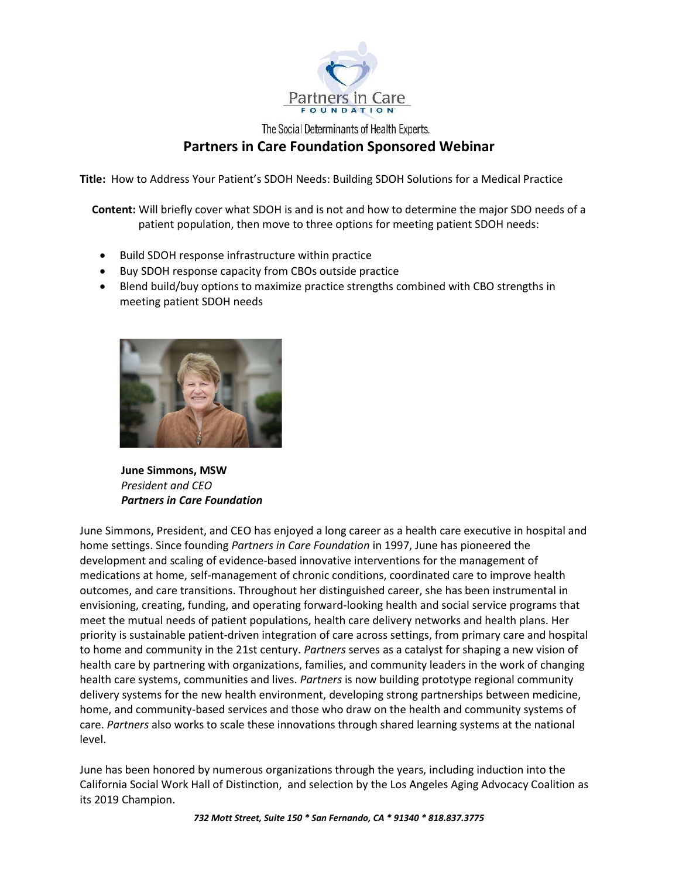Partners in Care
FOUNDATION

The Social Determinants of Health Experts.

# Partners in Care Foundation Sponsored Webinar

**Title:** How to Address Your Patient's SDOH Needs: Building SDOH Solutions for a Medical Practice

**Content:** Will briefly cover what SDOH is and is not and how to determine the major SDO needs of a patient population, then move to three options for meeting patient SDOH needs:

- Build SDOH response infrastructure within practice
- Buy SDOH response capacity from CBOs outside practice
- Blend build/buy options to maximize practice strengths combined with CBO strengths in meeting patient SDOH needs

**June Simmons, MSW**
*President and CEO*
***Partners in Care Foundation***

June Simmons, President, and CEO has enjoyed a long career as a health care executive in hospital and home settings. Since founding *Partners in Care Foundation* in 1997, June has pioneered the development and scaling of evidence-based innovative interventions for the management of medications at home, self-management of chronic conditions, coordinated care to improve health outcomes, and care transitions. Throughout her distinguished career, she has been instrumental in envisioning, creating, funding, and operating forward-looking health and social service programs that meet the mutual needs of patient populations, health care delivery networks and health plans. Her priority is sustainable patient-driven integration of care across settings, from primary care and hospital to home and community in the 21st century. *Partners* serves as a catalyst for shaping a new vision of health care by partnering with organizations, families, and community leaders in the work of changing health care systems, communities and lives. *Partners* is now building prototype regional community delivery systems for the new health environment, developing strong partnerships between medicine, home, and community-based services and those who draw on the health and community systems of care. *Partners* also works to scale these innovations through shared learning systems at the national level.

June has been honored by numerous organizations through the years, including induction into the California Social Work Hall of Distinction, and selection by the Los Angeles Aging Advocacy Coalition as its 2019 Champion.

***732 Mott Street, Suite 150 * San Fernando, CA * 91340 * 818.837.3775***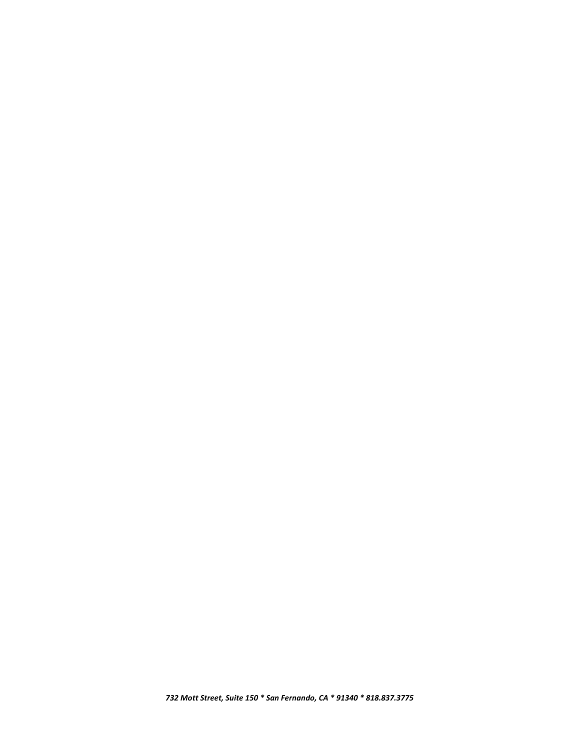*732 Mott Street, Suite 150 * San Fernando, CA * 91340 * 818.837.3775*